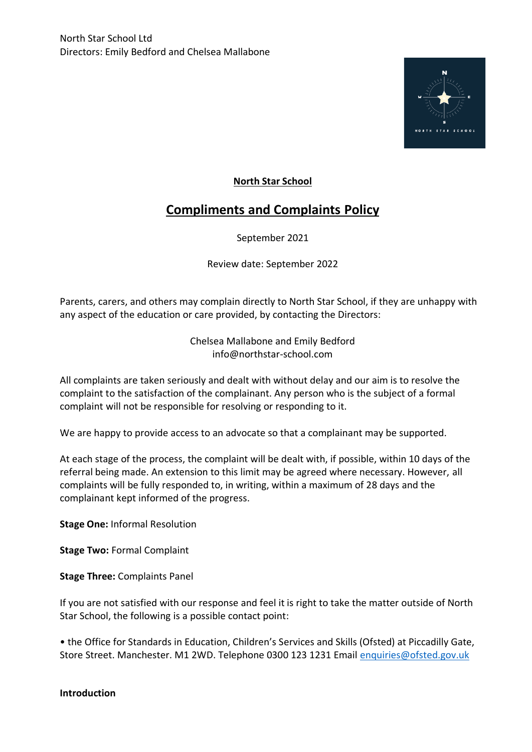North Star School Ltd
Directors: Emily Bedford and Chelsea Mallabone

**North Star School**

# Compliments and Complaints Policy

September 2021

Review date: September 2022

Parents, carers, and others may complain directly to North Star School, if they are unhappy with any aspect of the education or care provided, by contacting the Directors:

Chelsea Mallabone and Emily Bedford
info@northstar-school.com

All complaints are taken seriously and dealt with without delay and our aim is to resolve the complaint to the satisfaction of the complainant. Any person who is the subject of a formal complaint will not be responsible for resolving or responding to it.

We are happy to provide access to an advocate so that a complainant may be supported.

At each stage of the process, the complaint will be dealt with, if possible, within 10 days of the referral being made. An extension to this limit may be agreed where necessary. However, all complaints will be fully responded to, in writing, within a maximum of 28 days and the complainant kept informed of the progress.

**Stage One:** Informal Resolution

**Stage Two:** Formal Complaint

**Stage Three:** Complaints Panel

If you are not satisfied with our response and feel it is right to take the matter outside of North Star School, the following is a possible contact point:

• the Office for Standards in Education, Children's Services and Skills (Ofsted) at Piccadilly Gate, Store Street. Manchester. M1 2WD. Telephone 0300 123 1231 Email enquiries@ofsted.gov.uk

**Introduction**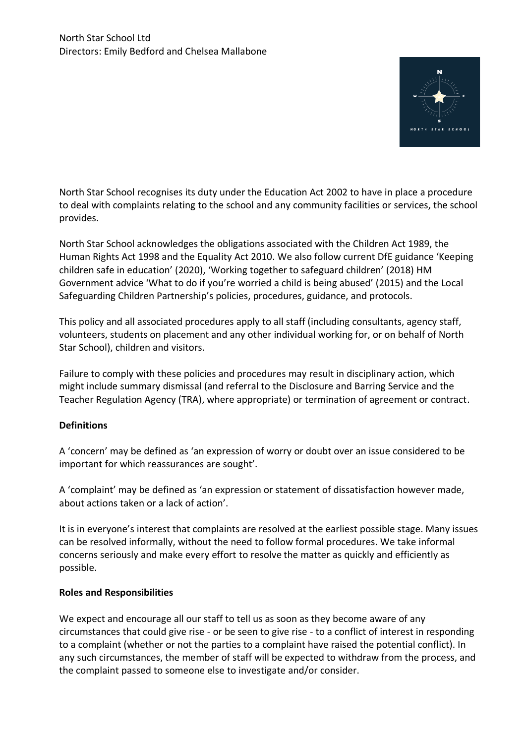North Star School Ltd
Directors: Emily Bedford and Chelsea Mallabone

North Star School recognises its duty under the Education Act 2002 to have in place a procedure to deal with complaints relating to the school and any community facilities or services, the school provides.

North Star School acknowledges the obligations associated with the Children Act 1989, the Human Rights Act 1998 and the Equality Act 2010. We also follow current DfE guidance 'Keeping children safe in education' (2020), 'Working together to safeguard children' (2018) HM Government advice 'What to do if you're worried a child is being abused' (2015) and the Local Safeguarding Children Partnership's policies, procedures, guidance, and protocols.

This policy and all associated procedures apply to all staff (including consultants, agency staff, volunteers, students on placement and any other individual working for, or on behalf of North Star School), children and visitors.

Failure to comply with these policies and procedures may result in disciplinary action, which might include summary dismissal (and referral to the Disclosure and Barring Service and the Teacher Regulation Agency (TRA), where appropriate) or termination of agreement or contract.

**Definitions**

A 'concern' may be defined as 'an expression of worry or doubt over an issue considered to be important for which reassurances are sought'.

A 'complaint' may be defined as 'an expression or statement of dissatisfaction however made, about actions taken or a lack of action'.

It is in everyone's interest that complaints are resolved at the earliest possible stage. Many issues can be resolved informally, without the need to follow formal procedures. We take informal concerns seriously and make every effort to resolve the matter as quickly and efficiently as possible.

**Roles and Responsibilities**

We expect and encourage all our staff to tell us as soon as they become aware of any circumstances that could give rise - or be seen to give rise - to a conflict of interest in responding to a complaint (whether or not the parties to a complaint have raised the potential conflict). In any such circumstances, the member of staff will be expected to withdraw from the process, and the complaint passed to someone else to investigate and/or consider.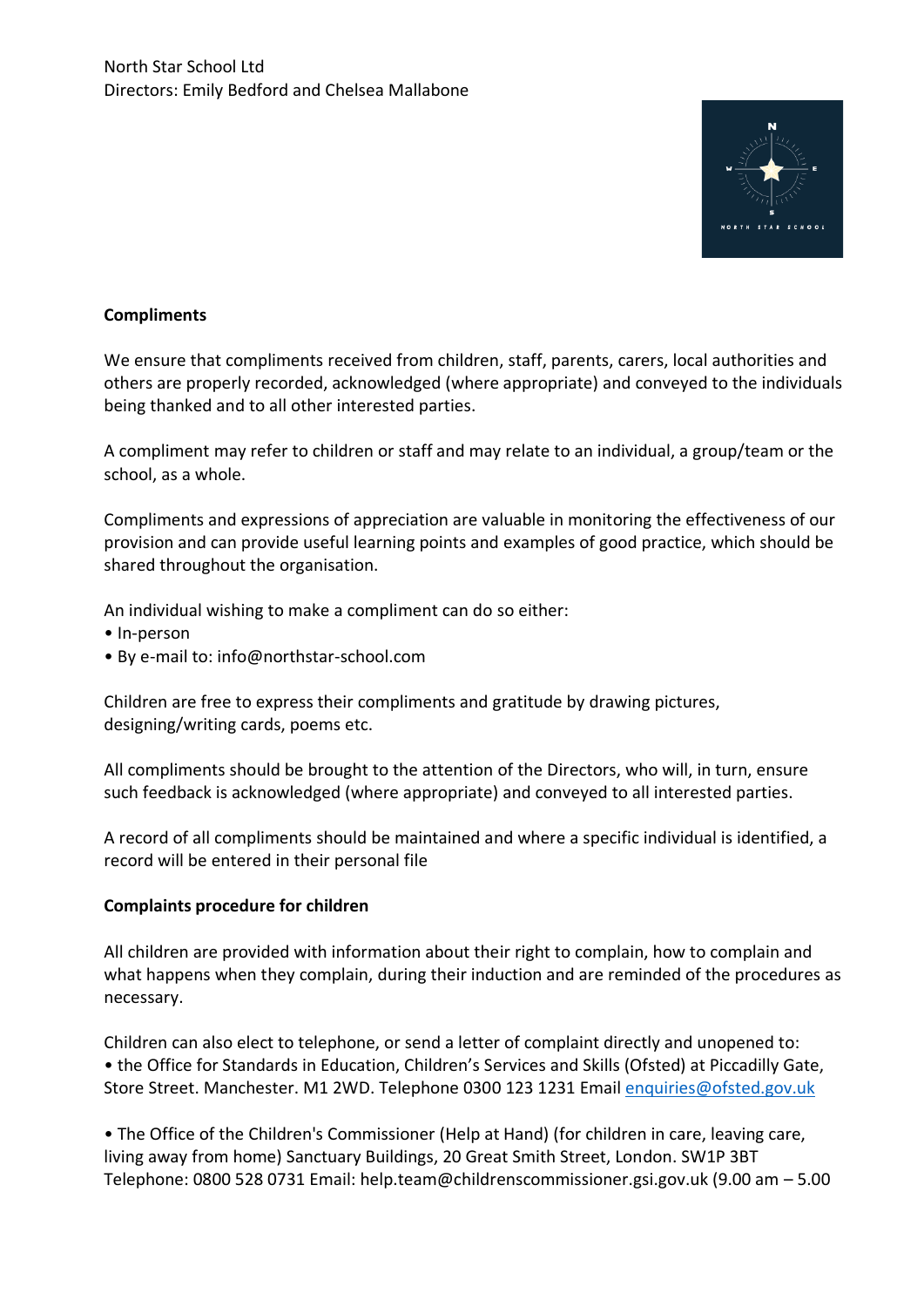North Star School Ltd
Directors: Emily Bedford and Chelsea Mallabone

**Compliments**

We ensure that compliments received from children, staff, parents, carers, local authorities and others are properly recorded, acknowledged (where appropriate) and conveyed to the individuals being thanked and to all other interested parties.

A compliment may refer to children or staff and may relate to an individual, a group/team or the school, as a whole.

Compliments and expressions of appreciation are valuable in monitoring the effectiveness of our provision and can provide useful learning points and examples of good practice, which should be shared throughout the organisation.

An individual wishing to make a compliment can do so either:
- In-person
- By e-mail to: info@northstar-school.com

Children are free to express their compliments and gratitude by drawing pictures, designing/writing cards, poems etc.

All compliments should be brought to the attention of the Directors, who will, in turn, ensure such feedback is acknowledged (where appropriate) and conveyed to all interested parties.

A record of all compliments should be maintained and where a specific individual is identified, a record will be entered in their personal file

**Complaints procedure for children**

All children are provided with information about their right to complain, how to complain and what happens when they complain, during their induction and are reminded of the procedures as necessary.

Children can also elect to telephone, or send a letter of complaint directly and unopened to:
- the Office for Standards in Education, Children's Services and Skills (Ofsted) at Piccadilly Gate, Store Street. Manchester. M1 2WD. Telephone 0300 123 1231 Email enquiries@ofsted.gov.uk

- The Office of the Children's Commissioner (Help at Hand) (for children in care, leaving care, living away from home) Sanctuary Buildings, 20 Great Smith Street, London. SW1P 3BT Telephone: 0800 528 0731 Email: help.team@childrenscommissioner.gsi.gov.uk (9.00 am – 5.00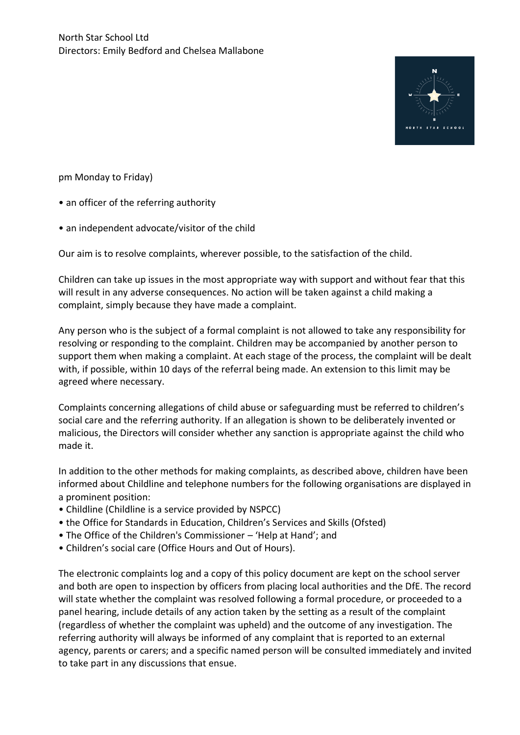pm Monday to Friday)

- an officer of the referring authority
- an independent advocate/visitor of the child

Our aim is to resolve complaints, wherever possible, to the satisfaction of the child.

Children can take up issues in the most appropriate way with support and without fear that this will result in any adverse consequences. No action will be taken against a child making a complaint, simply because they have made a complaint.

Any person who is the subject of a formal complaint is not allowed to take any responsibility for resolving or responding to the complaint. Children may be accompanied by another person to support them when making a complaint. At each stage of the process, the complaint will be dealt with, if possible, within 10 days of the referral being made. An extension to this limit may be agreed where necessary.

Complaints concerning allegations of child abuse or safeguarding must be referred to children's social care and the referring authority. If an allegation is shown to be deliberately invented or malicious, the Directors will consider whether any sanction is appropriate against the child who made it.

In addition to the other methods for making complaints, as described above, children have been informed about Childline and telephone numbers for the following organisations are displayed in a prominent position:

- Childline (Childline is a service provided by NSPCC)
- the Office for Standards in Education, Children's Services and Skills (Ofsted)
- The Office of the Children's Commissioner – 'Help at Hand'; and
- Children's social care (Office Hours and Out of Hours).

The electronic complaints log and a copy of this policy document are kept on the school server and both are open to inspection by officers from placing local authorities and the DfE. The record will state whether the complaint was resolved following a formal procedure, or proceeded to a panel hearing, include details of any action taken by the setting as a result of the complaint (regardless of whether the complaint was upheld) and the outcome of any investigation. The referring authority will always be informed of any complaint that is reported to an external agency, parents or carers; and a specific named person will be consulted immediately and invited to take part in any discussions that ensue.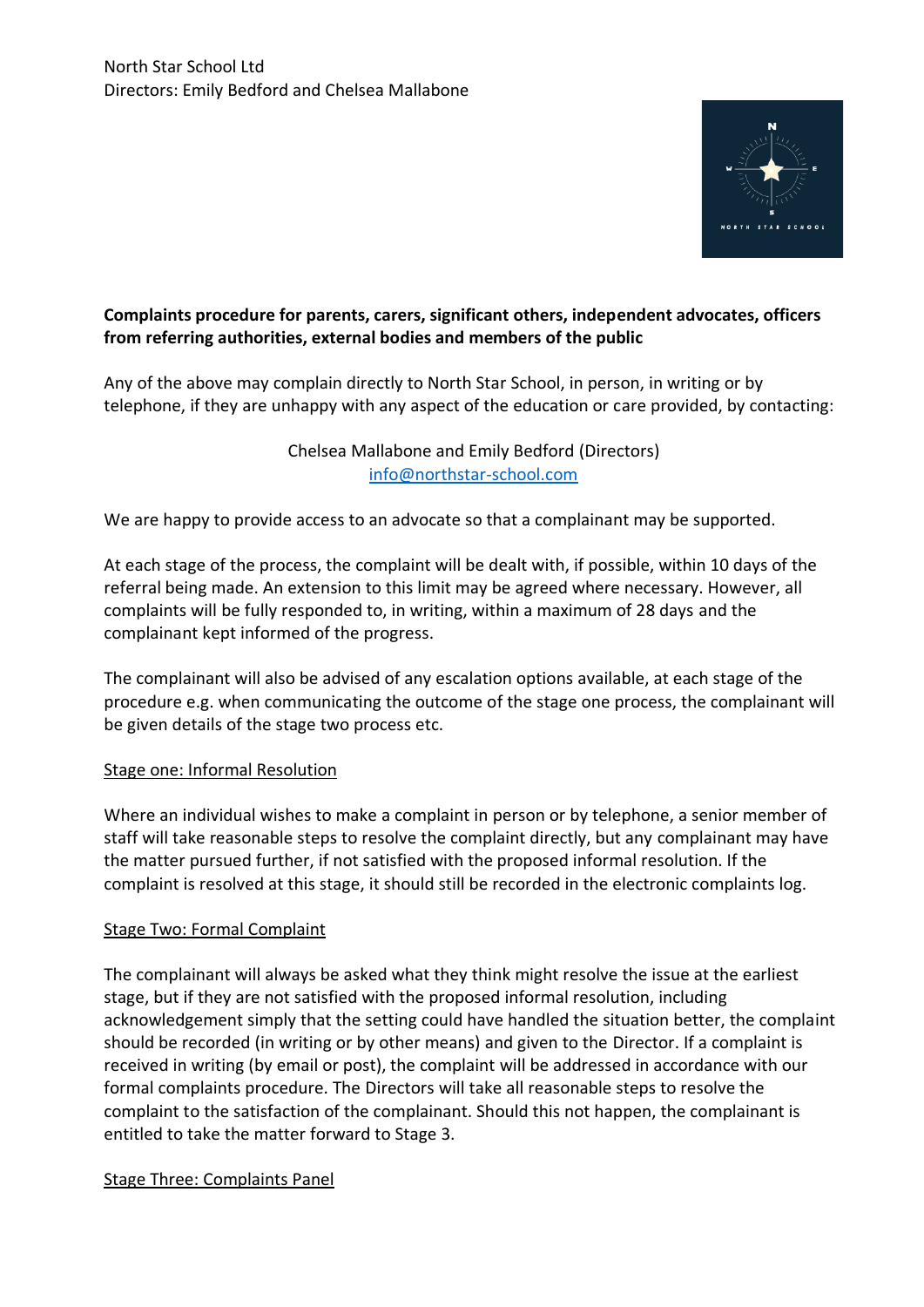North Star School Ltd
Directors: Emily Bedford and Chelsea Mallabone

**Complaints procedure for parents, carers, significant others, independent advocates, officers from referring authorities, external bodies and members of the public**

Any of the above may complain directly to North Star School, in person, in writing or by telephone, if they are unhappy with any aspect of the education or care provided, by contacting:

Chelsea Mallabone and Emily Bedford (Directors)
info@northstar-school.com

We are happy to provide access to an advocate so that a complainant may be supported.

At each stage of the process, the complaint will be dealt with, if possible, within 10 days of the referral being made. An extension to this limit may be agreed where necessary. However, all complaints will be fully responded to, in writing, within a maximum of 28 days and the complainant kept informed of the progress.

The complainant will also be advised of any escalation options available, at each stage of the procedure e.g. when communicating the outcome of the stage one process, the complainant will be given details of the stage two process etc.

## Stage one: Informal Resolution

Where an individual wishes to make a complaint in person or by telephone, a senior member of staff will take reasonable steps to resolve the complaint directly, but any complainant may have the matter pursued further, if not satisfied with the proposed informal resolution. If the complaint is resolved at this stage, it should still be recorded in the electronic complaints log.

## Stage Two: Formal Complaint

The complainant will always be asked what they think might resolve the issue at the earliest stage, but if they are not satisfied with the proposed informal resolution, including acknowledgement simply that the setting could have handled the situation better, the complaint should be recorded (in writing or by other means) and given to the Director. If a complaint is received in writing (by email or post), the complaint will be addressed in accordance with our formal complaints procedure. The Directors will take all reasonable steps to resolve the complaint to the satisfaction of the complainant. Should this not happen, the complainant is entitled to take the matter forward to Stage 3.

## Stage Three: Complaints Panel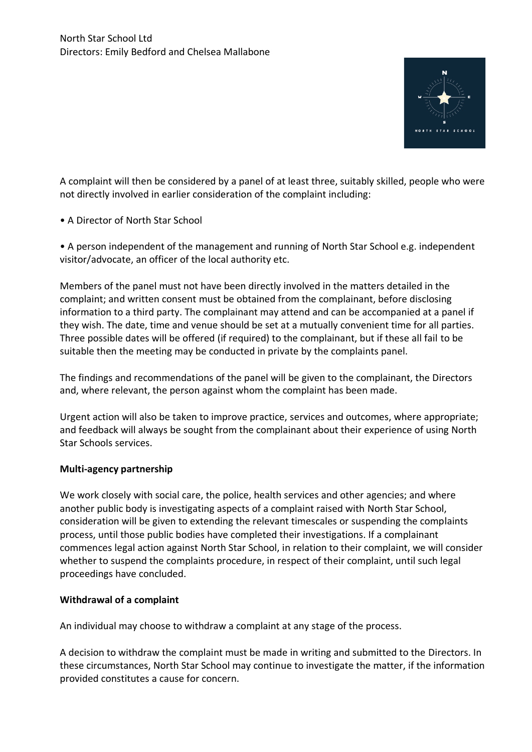A complaint will then be considered by a panel of at least three, suitably skilled, people who were not directly involved in earlier consideration of the complaint including:

- A Director of North Star School
- A person independent of the management and running of North Star School e.g. independent visitor/advocate, an officer of the local authority etc.

Members of the panel must not have been directly involved in the matters detailed in the complaint; and written consent must be obtained from the complainant, before disclosing information to a third party. The complainant may attend and can be accompanied at a panel if they wish. The date, time and venue should be set at a mutually convenient time for all parties. Three possible dates will be offered (if required) to the complainant, but if these all fail to be suitable then the meeting may be conducted in private by the complaints panel.

The findings and recommendations of the panel will be given to the complainant, the Directors and, where relevant, the person against whom the complaint has been made.

Urgent action will also be taken to improve practice, services and outcomes, where appropriate; and feedback will always be sought from the complainant about their experience of using North Star Schools services.

**Multi-agency partnership**

We work closely with social care, the police, health services and other agencies; and where another public body is investigating aspects of a complaint raised with North Star School, consideration will be given to extending the relevant timescales or suspending the complaints process, until those public bodies have completed their investigations. If a complainant commences legal action against North Star School, in relation to their complaint, we will consider whether to suspend the complaints procedure, in respect of their complaint, until such legal proceedings have concluded.

**Withdrawal of a complaint**

An individual may choose to withdraw a complaint at any stage of the process.

A decision to withdraw the complaint must be made in writing and submitted to the Directors. In these circumstances, North Star School may continue to investigate the matter, if the information provided constitutes a cause for concern.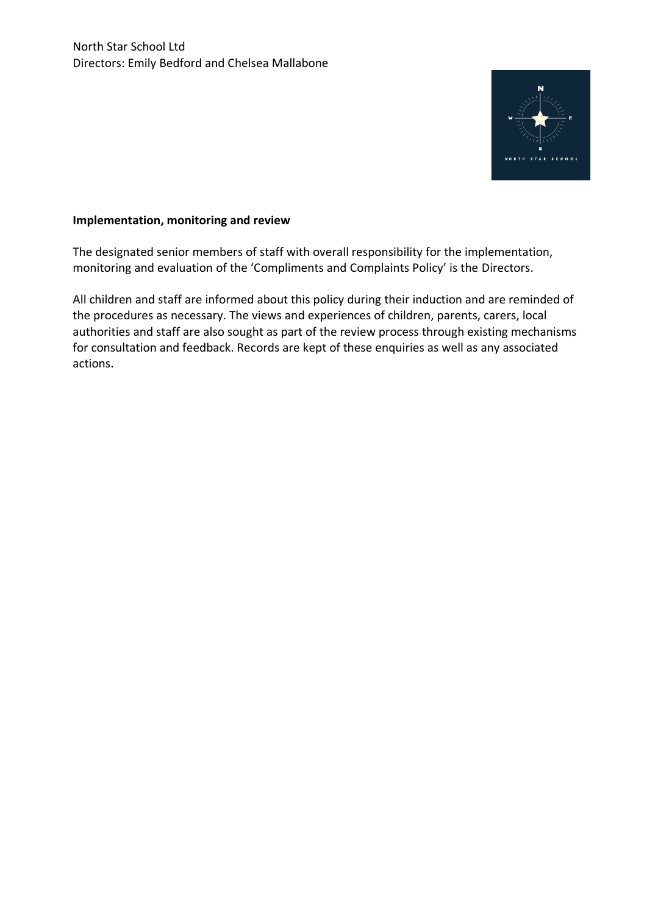North Star School Ltd
Directors: Emily Bedford and Chelsea Mallabone

**Implementation, monitoring and review**

The designated senior members of staff with overall responsibility for the implementation, monitoring and evaluation of the 'Compliments and Complaints Policy' is the Directors.

All children and staff are informed about this policy during their induction and are reminded of the procedures as necessary. The views and experiences of children, parents, carers, local authorities and staff are also sought as part of the review process through existing mechanisms for consultation and feedback. Records are kept of these enquiries as well as any associated actions.